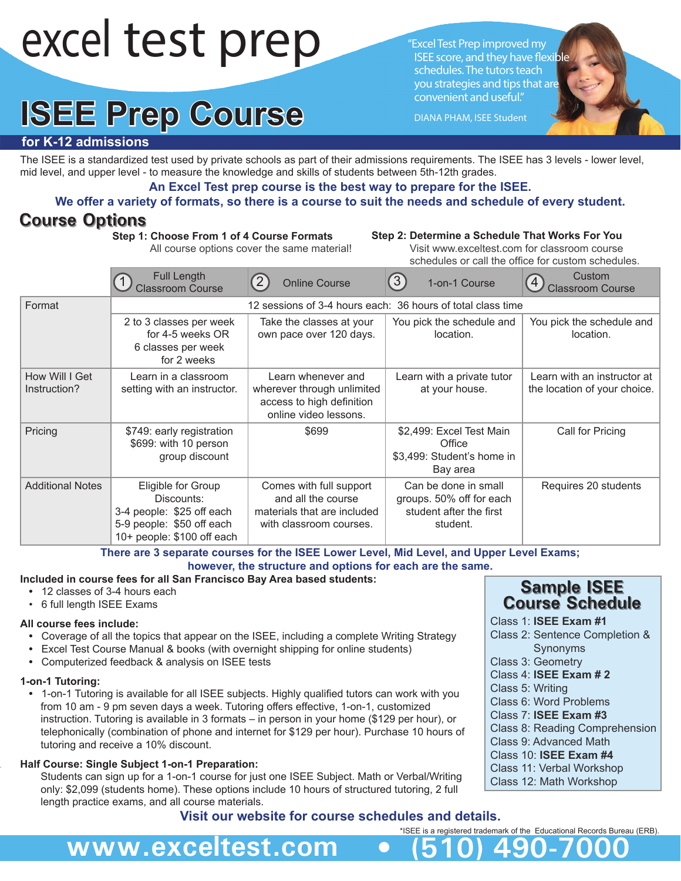# excel test prep

"Excel Test Prep improved my ISEE score, and they have flexible schedules. The tutors teach you strategies and tips that are convenient and useful."

DIANA PHAM, ISEE Student

# ISEE Prep Course

**for K-12 admissions**

The ISEE is a standardized test used by private schools as part of their admissions requirements. The ISEE has 3 levels - lower level, mid level, and upper level - to measure the knowledge and skills of students between 5th-12th grades.

**An Excel Test prep course is the best way to prepare for the ISEE.**

**We offer a variety of formats, so there is a course to suit the needs and schedule of every student.**

## Course Options

**Step 1: Choose From 1 of 4 Course Formats**
All course options cover the same material!

**Step 2: Determine a Schedule That Works For You**
Visit www.exceltest.com for classroom course schedules or call the office for custom schedules.

| | 1 Full Length Classroom Course | 2 Online Course | 3 1-on-1 Course | 4 Custom Classroom Course |
|---|---|---|---|---|
| Format | 12 sessions of 3-4 hours each: 36 hours of total class time | | | |
| | 2 to 3 classes per week for 4-5 weeks OR 6 classes per week for 2 weeks | Take the classes at your own pace over 120 days. | You pick the schedule and location. | You pick the schedule and location. |
| How Will I Get Instruction? | Learn in a classroom setting with an instructor. | Learn whenever and wherever through unlimited access to high definition online video lessons. | Learn with a private tutor at your house. | Learn with an instructor at the location of your choice. |
| Pricing | $749: early registration<br>$699: with 10 person group discount | $699 | $2,499: Excel Test Main Office<br>$3,499: Student's home in Bay area | Call for Pricing |
| Additional Notes | Eligible for Group Discounts:<br>3-4 people: $25 off each<br>5-9 people: $50 off each<br>10+ people: $100 off each | Comes with full support and all the course materials that are included with classroom courses. | Can be done in small groups. 50% off for each student after the first student. | Requires 20 students |

**There are 3 separate courses for the ISEE Lower Level, Mid Level, and Upper Level Exams; however, the structure and options for each are the same.**

**Included in course fees for all San Francisco Bay Area based students:**

- 12 classes of 3-4 hours each
- 6 full length ISEE Exams

**All course fees include:**

- Coverage of all the topics that appear on the ISEE, including a complete Writing Strategy
- Excel Test Course Manual & books (with overnight shipping for online students)
- Computerized feedback & analysis on ISEE tests

**1-on-1 Tutoring:**

- 1-on-1 Tutoring is available for all ISEE subjects. Highly qualified tutors can work with you from 10 am - 9 pm seven days a week. Tutoring offers effective, 1-on-1, customized instruction. Tutoring is available in 3 formats – in person in your home ($129 per hour), or telephonically (combination of phone and internet for $129 per hour). Purchase 10 hours of tutoring and receive a 10% discount.

**Half Course: Single Subject 1-on-1 Preparation:**

Students can sign up for a 1-on-1 course for just one ISEE Subject. Math or Verbal/Writing only: $2,099 (students home). These options include 10 hours of structured tutoring, 2 full length practice exams, and all course materials.

### Sample ISEE Course Schedule

- Class 1: **ISEE Exam #1**
- Class 2: Sentence Completion & Synonyms
- Class 3: Geometry
- Class 4: **ISEE Exam # 2**
- Class 5: Writing
- Class 6: Word Problems
- Class 7: **ISEE Exam #3**
- Class 8: Reading Comprehension
- Class 9: Advanced Math
- Class 10: **ISEE Exam #4**
- Class 11: Verbal Workshop
- Class 12: Math Workshop

**Visit our website for course schedules and details.**

*ISEE is a registered trademark of the Educational Records Bureau (ERB).

**www.exceltest.com • (510) 490-7000**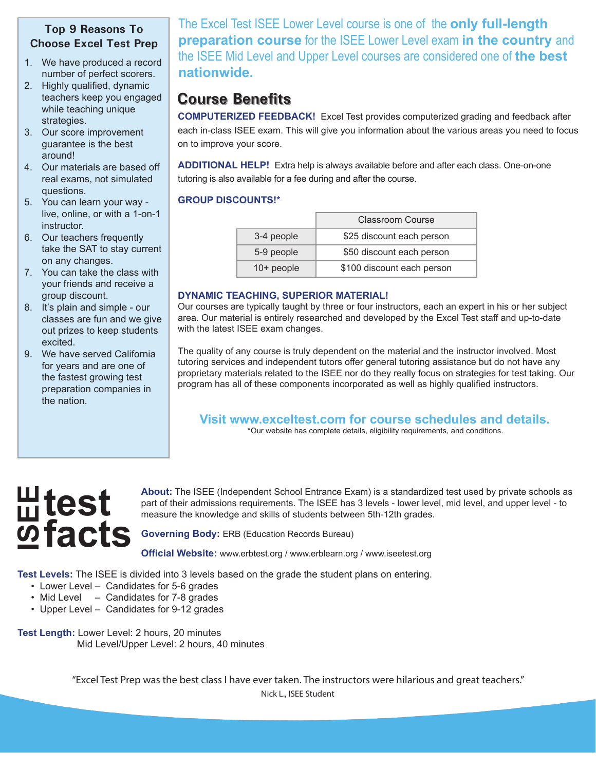### Top 9 Reasons To Choose Excel Test Prep

1. We have produced a record number of perfect scorers.
2. Highly qualified, dynamic teachers keep you engaged while teaching unique strategies.
3. Our score improvement guarantee is the best around!
4. Our materials are based off real exams, not simulated questions.
5. You can learn your way - live, online, or with a 1-on-1 instructor.
6. Our teachers frequently take the SAT to stay current on any changes.
7. You can take the class with your friends and receive a group discount.
8. It's plain and simple - our classes are fun and we give out prizes to keep students excited.
9. We have served California for years and are one of the fastest growing test preparation companies in the nation.

The Excel Test ISEE Lower Level course is one of the **only full-length preparation course** for the ISEE Lower Level exam **in the country** and the ISEE Mid Level and Upper Level courses are considered one of **the best nationwide.**

## Course Benefits

**COMPUTERIZED FEEDBACK!** Excel Test provides computerized grading and feedback after each in-class ISEE exam. This will give you information about the various areas you need to focus on to improve your score.

**ADDITIONAL HELP!** Extra help is always available before and after each class. One-on-one tutoring is also available for a fee during and after the course.

**GROUP DISCOUNTS!***

| | Classroom Course |
|---|---|
| 3-4 people | $25 discount each person |
| 5-9 people | $50 discount each person |
| 10+ people | $100 discount each person |

**DYNAMIC TEACHING, SUPERIOR MATERIAL!**
Our courses are typically taught by three or four instructors, each an expert in his or her subject area. Our material is entirely researched and developed by the Excel Test staff and up-to-date with the latest ISEE exam changes.

The quality of any course is truly dependent on the material and the instructor involved. Most tutoring services and independent tutors offer general tutoring assistance but do not have any proprietary materials related to the ISEE nor do they really focus on strategies for test taking. Our program has all of these components incorporated as well as highly qualified instructors.

**Visit www.exceltest.com for course schedules and details.**
*Our website has complete details, eligibility requirements, and conditions.

## ISEE test facts

**About:** The ISEE (Independent School Entrance Exam) is a standardized test used by private schools as part of their admissions requirements. The ISEE has 3 levels - lower level, mid level, and upper level - to measure the knowledge and skills of students between 5th-12th grades.

**Governing Body:** ERB (Education Records Bureau)

**Official Website:** www.erbtest.org / www.erblearn.org / www.iseetest.org

**Test Levels:** The ISEE is divided into 3 levels based on the grade the student plans on entering.

- Lower Level – Candidates for 5-6 grades
- Mid Level – Candidates for 7-8 grades
- Upper Level – Candidates for 9-12 grades

**Test Length:** Lower Level: 2 hours, 20 minutes
Mid Level/Upper Level: 2 hours, 40 minutes

"Excel Test Prep was the best class I have ever taken. The instructors were hilarious and great teachers."
Nick L., ISEE Student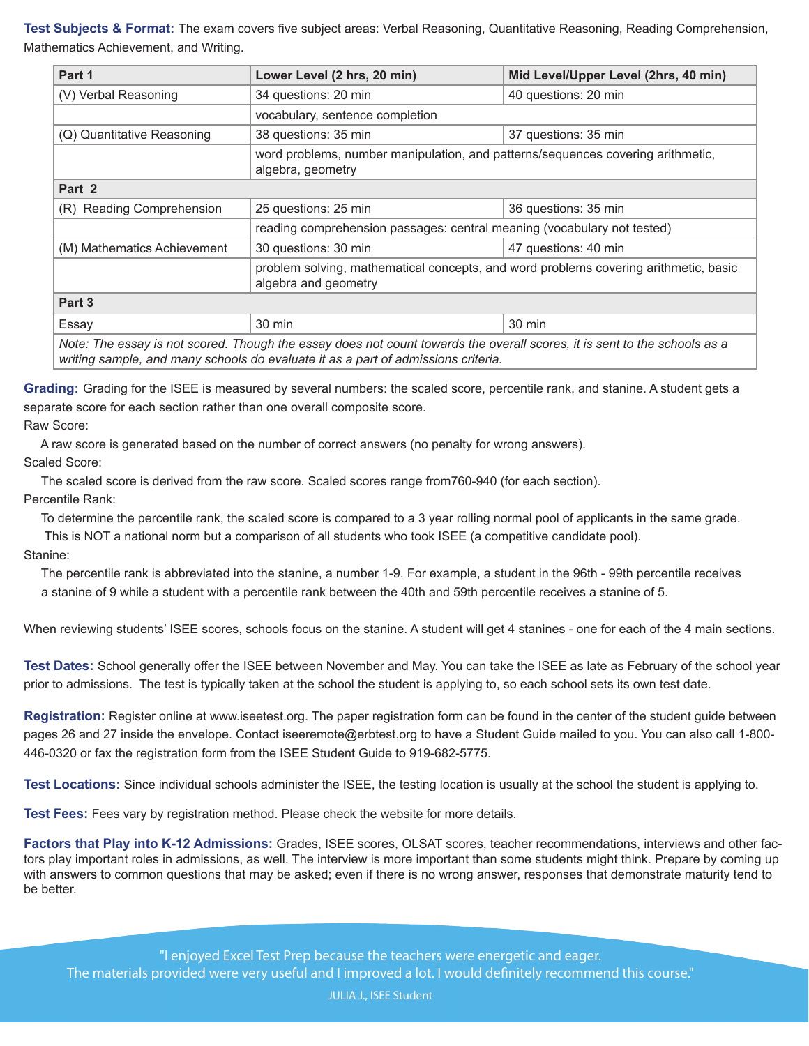**Test Subjects & Format:** The exam covers five subject areas: Verbal Reasoning, Quantitative Reasoning, Reading Comprehension, Mathematics Achievement, and Writing.

| Part 1 | Lower Level (2 hrs, 20 min) | Mid Level/Upper Level (2hrs, 40 min) |
|---|---|---|
| (V) Verbal Reasoning | 34 questions: 20 min | 40 questions: 20 min |
| | vocabulary, sentence completion | |
| (Q) Quantitative Reasoning | 38 questions: 35 min | 37 questions: 35 min |
| | word problems, number manipulation, and patterns/sequences covering arithmetic, algebra, geometry | |
| **Part 2** | | |
| (R) Reading Comprehension | 25 questions: 25 min | 36 questions: 35 min |
| | reading comprehension passages: central meaning (vocabulary not tested) | |
| (M) Mathematics Achievement | 30 questions: 30 min | 47 questions: 40 min |
| | problem solving, mathematical concepts, and word problems covering arithmetic, basic algebra and geometry | |
| **Part 3** | | |
| Essay | 30 min | 30 min |
| *Note: The essay is not scored. Though the essay does not count towards the overall scores, it is sent to the schools as a writing sample, and many schools do evaluate it as a part of admissions criteria.* | | |

**Grading:** Grading for the ISEE is measured by several numbers: the scaled score, percentile rank, and stanine. A student gets a separate score for each section rather than one overall composite score.

Raw Score:

A raw score is generated based on the number of correct answers (no penalty for wrong answers).

Scaled Score:

The scaled score is derived from the raw score. Scaled scores range from760-940 (for each section).

Percentile Rank:

To determine the percentile rank, the scaled score is compared to a 3 year rolling normal pool of applicants in the same grade. This is NOT a national norm but a comparison of all students who took ISEE (a competitive candidate pool).

Stanine:

The percentile rank is abbreviated into the stanine, a number 1-9. For example, a student in the 96th - 99th percentile receives a stanine of 9 while a student with a percentile rank between the 40th and 59th percentile receives a stanine of 5.

When reviewing students' ISEE scores, schools focus on the stanine. A student will get 4 stanines - one for each of the 4 main sections.

**Test Dates:** School generally offer the ISEE between November and May. You can take the ISEE as late as February of the school year prior to admissions. The test is typically taken at the school the student is applying to, so each school sets its own test date.

**Registration:** Register online at www.iseetest.org. The paper registration form can be found in the center of the student guide between pages 26 and 27 inside the envelope. Contact iseeremote@erbtest.org to have a Student Guide mailed to you. You can also call 1-800-446-0320 or fax the registration form from the ISEE Student Guide to 919-682-5775.

**Test Locations:** Since individual schools administer the ISEE, the testing location is usually at the school the student is applying to.

**Test Fees:** Fees vary by registration method. Please check the website for more details.

**Factors that Play into K-12 Admissions:** Grades, ISEE scores, OLSAT scores, teacher recommendations, interviews and other factors play important roles in admissions, as well. The interview is more important than some students might think. Prepare by coming up with answers to common questions that may be asked; even if there is no wrong answer, responses that demonstrate maturity tend to be better.

"I enjoyed Excel Test Prep because the teachers were energetic and eager.
The materials provided were very useful and I improved a lot. I would definitely recommend this course."

JULIA J., ISEE Student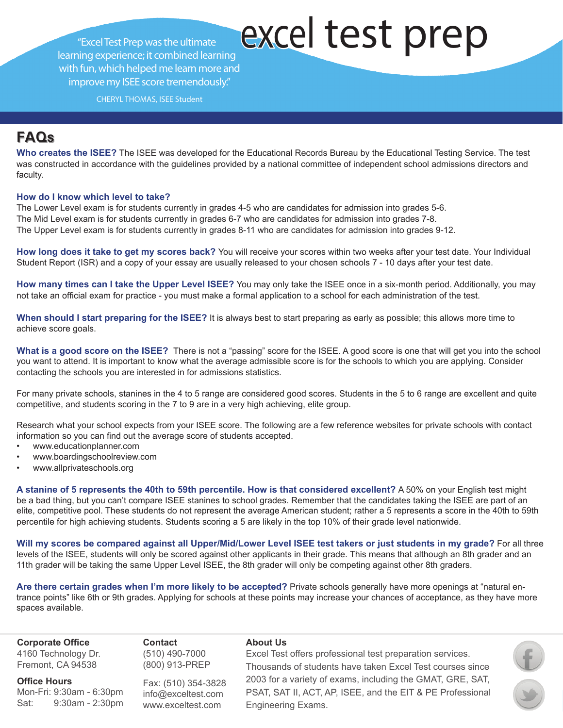"Excel Test Prep was the ultimate learning experience; it combined learning with fun, which helped me learn more and improve my ISEE score tremendously."

CHERYL THOMAS, ISEE Student

# excel test prep

## FAQs

**Who creates the ISEE?** The ISEE was developed for the Educational Records Bureau by the Educational Testing Service. The test was constructed in accordance with the guidelines provided by a national committee of independent school admissions directors and faculty.

**How do I know which level to take?**
The Lower Level exam is for students currently in grades 4-5 who are candidates for admission into grades 5-6.
The Mid Level exam is for students currently in grades 6-7 who are candidates for admission into grades 7-8.
The Upper Level exam is for students currently in grades 8-11 who are candidates for admission into grades 9-12.

**How long does it take to get my scores back?** You will receive your scores within two weeks after your test date. Your Individual Student Report (ISR) and a copy of your essay are usually released to your chosen schools 7 - 10 days after your test date.

**How many times can I take the Upper Level ISEE?** You may only take the ISEE once in a six-month period. Additionally, you may not take an official exam for practice - you must make a formal application to a school for each administration of the test.

**When should I start preparing for the ISEE?** It is always best to start preparing as early as possible; this allows more time to achieve score goals.

**What is a good score on the ISEE?** There is not a "passing" score for the ISEE. A good score is one that will get you into the school you want to attend. It is important to know what the average admissible score is for the schools to which you are applying. Consider contacting the schools you are interested in for admissions statistics.

For many private schools, stanines in the 4 to 5 range are considered good scores. Students in the 5 to 6 range are excellent and quite competitive, and students scoring in the 7 to 9 are in a very high achieving, elite group.

Research what your school expects from your ISEE score. The following are a few reference websites for private schools with contact information so you can find out the average score of students accepted.

- www.educationplanner.com
- www.boardingschoolreview.com
- www.allprivateschools.org

**A stanine of 5 represents the 40th to 59th percentile. How is that considered excellent?** A 50% on your English test might be a bad thing, but you can't compare ISEE stanines to school grades. Remember that the candidates taking the ISEE are part of an elite, competitive pool. These students do not represent the average American student; rather a 5 represents a score in the 40th to 59th percentile for high achieving students. Students scoring a 5 are likely in the top 10% of their grade level nationwide.

**Will my scores be compared against all Upper/Mid/Lower Level ISEE test takers or just students in my grade?** For all three levels of the ISEE, students will only be scored against other applicants in their grade. This means that although an 8th grader and an 11th grader will be taking the same Upper Level ISEE, the 8th grader will only be competing against other 8th graders.

**Are there certain grades when I'm more likely to be accepted?** Private schools generally have more openings at "natural entrance points" like 6th or 9th grades. Applying for schools at these points may increase your chances of acceptance, as they have more spaces available.

**Corporate Office**
4160 Technology Dr.
Fremont, CA 94538

**Office Hours**
Mon-Fri: 9:30am - 6:30pm
Sat: 9:30am - 2:30pm

**Contact**
(510) 490-7000
(800) 913-PREP

Fax: (510) 354-3828
info@exceltest.com
www.exceltest.com

**About Us**
Excel Test offers professional test preparation services. Thousands of students have taken Excel Test courses since 2003 for a variety of exams, including the GMAT, GRE, SAT, PSAT, SAT II, ACT, AP, ISEE, and the EIT & PE Professional Engineering Exams.